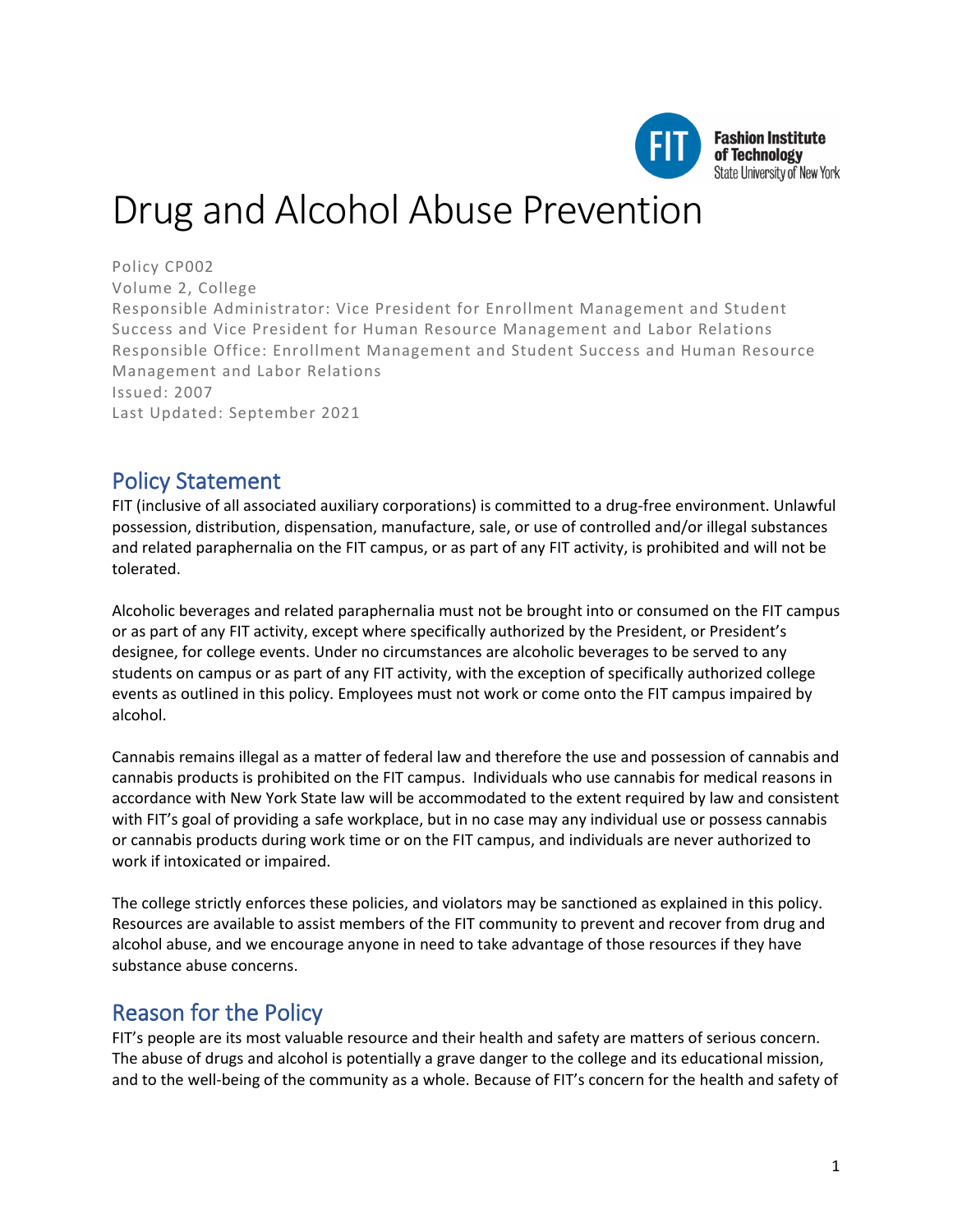# Drug and Alcohol Abuse Prevention

Policy CP002
Volume 2, College
Responsible Administrator: Vice President for Enrollment Management and Student Success and Vice President for Human Resource Management and Labor Relations
Responsible Office: Enrollment Management and Student Success and Human Resource Management and Labor Relations
Issued: 2007
Last Updated: September 2021

## Policy Statement

FIT (inclusive of all associated auxiliary corporations) is committed to a drug-free environment. Unlawful possession, distribution, dispensation, manufacture, sale, or use of controlled and/or illegal substances and related paraphernalia on the FIT campus, or as part of any FIT activity, is prohibited and will not be tolerated.

Alcoholic beverages and related paraphernalia must not be brought into or consumed on the FIT campus or as part of any FIT activity, except where specifically authorized by the President, or President's designee, for college events. Under no circumstances are alcoholic beverages to be served to any students on campus or as part of any FIT activity, with the exception of specifically authorized college events as outlined in this policy. Employees must not work or come onto the FIT campus impaired by alcohol.

Cannabis remains illegal as a matter of federal law and therefore the use and possession of cannabis and cannabis products is prohibited on the FIT campus. Individuals who use cannabis for medical reasons in accordance with New York State law will be accommodated to the extent required by law and consistent with FIT's goal of providing a safe workplace, but in no case may any individual use or possess cannabis or cannabis products during work time or on the FIT campus, and individuals are never authorized to work if intoxicated or impaired.

The college strictly enforces these policies, and violators may be sanctioned as explained in this policy. Resources are available to assist members of the FIT community to prevent and recover from drug and alcohol abuse, and we encourage anyone in need to take advantage of those resources if they have substance abuse concerns.

## Reason for the Policy

FIT's people are its most valuable resource and their health and safety are matters of serious concern. The abuse of drugs and alcohol is potentially a grave danger to the college and its educational mission, and to the well-being of the community as a whole. Because of FIT's concern for the health and safety of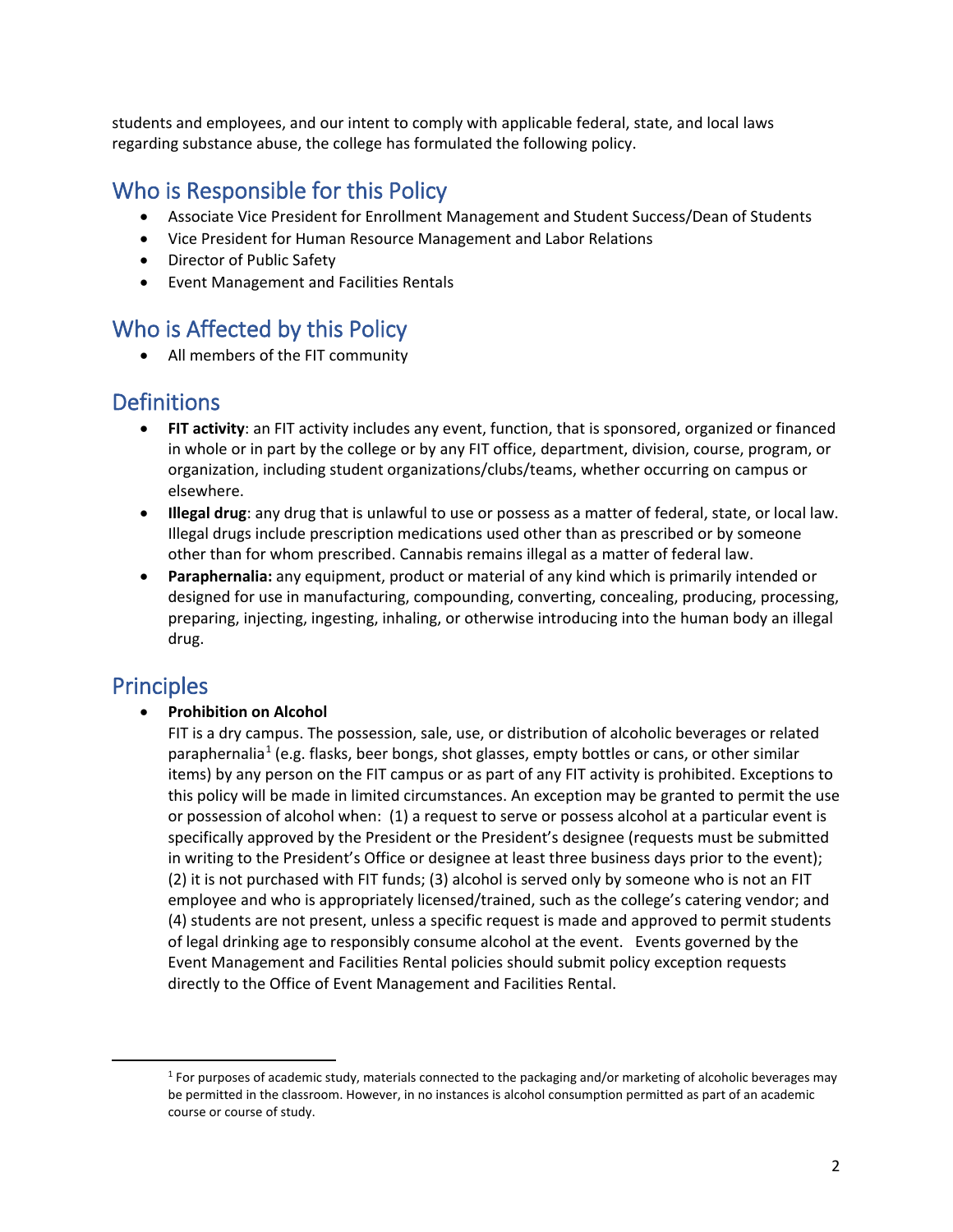students and employees, and our intent to comply with applicable federal, state, and local laws regarding substance abuse, the college has formulated the following policy.

## Who is Responsible for this Policy

- Associate Vice President for Enrollment Management and Student Success/Dean of Students
- Vice President for Human Resource Management and Labor Relations
- Director of Public Safety
- Event Management and Facilities Rentals

## Who is Affected by this Policy

- All members of the FIT community

## Definitions

- **FIT activity**: an FIT activity includes any event, function, that is sponsored, organized or financed in whole or in part by the college or by any FIT office, department, division, course, program, or organization, including student organizations/clubs/teams, whether occurring on campus or elsewhere.
- **Illegal drug**: any drug that is unlawful to use or possess as a matter of federal, state, or local law. Illegal drugs include prescription medications used other than as prescribed or by someone other than for whom prescribed. Cannabis remains illegal as a matter of federal law.
- **Paraphernalia:** any equipment, product or material of any kind which is primarily intended or designed for use in manufacturing, compounding, converting, concealing, producing, processing, preparing, injecting, ingesting, inhaling, or otherwise introducing into the human body an illegal drug.

## Principles

- **Prohibition on Alcohol**
  FIT is a dry campus. The possession, sale, use, or distribution of alcoholic beverages or related paraphernalia[1] (e.g. flasks, beer bongs, shot glasses, empty bottles or cans, or other similar items) by any person on the FIT campus or as part of any FIT activity is prohibited. Exceptions to this policy will be made in limited circumstances. An exception may be granted to permit the use or possession of alcohol when: (1) a request to serve or possess alcohol at a particular event is specifically approved by the President or the President's designee (requests must be submitted in writing to the President's Office or designee at least three business days prior to the event); (2) it is not purchased with FIT funds; (3) alcohol is served only by someone who is not an FIT employee and who is appropriately licensed/trained, such as the college's catering vendor; and (4) students are not present, unless a specific request is made and approved to permit students of legal drinking age to responsibly consume alcohol at the event. Events governed by the Event Management and Facilities Rental policies should submit policy exception requests directly to the Office of Event Management and Facilities Rental.

---

[1] For purposes of academic study, materials connected to the packaging and/or marketing of alcoholic beverages may be permitted in the classroom. However, in no instances is alcohol consumption permitted as part of an academic course or course of study.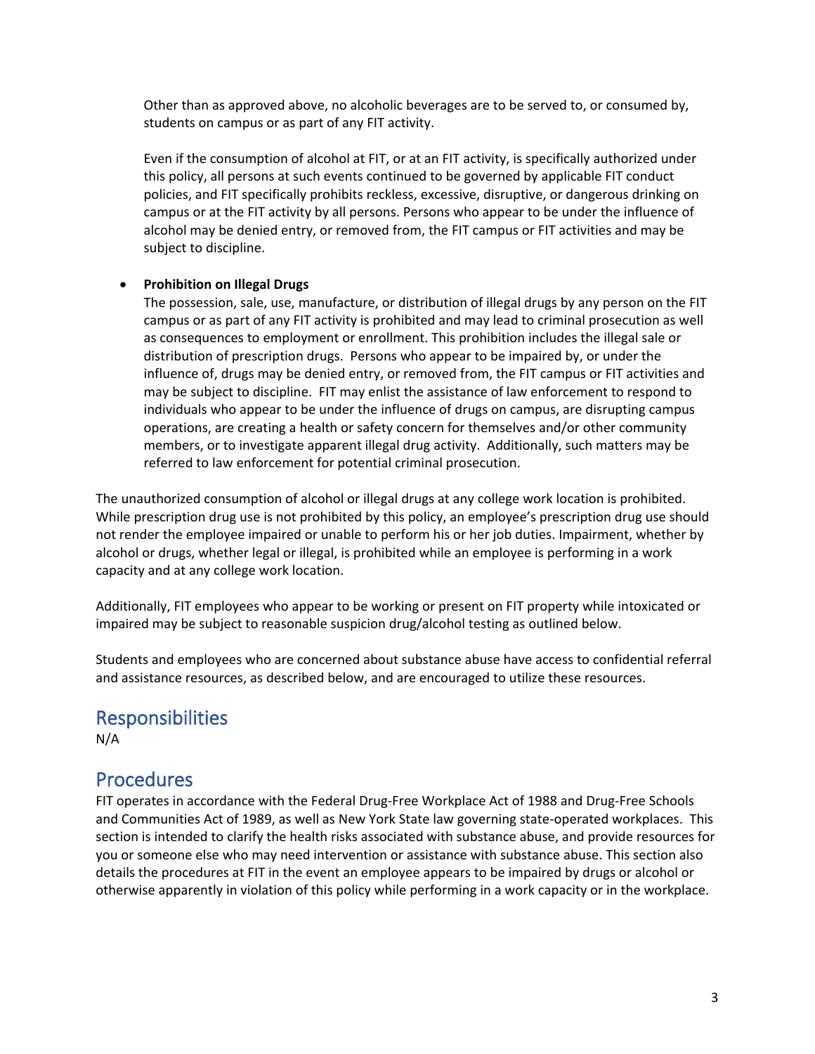Other than as approved above, no alcoholic beverages are to be served to, or consumed by, students on campus or as part of any FIT activity.

Even if the consumption of alcohol at FIT, or at an FIT activity, is specifically authorized under this policy, all persons at such events continued to be governed by applicable FIT conduct policies, and FIT specifically prohibits reckless, excessive, disruptive, or dangerous drinking on campus or at the FIT activity by all persons. Persons who appear to be under the influence of alcohol may be denied entry, or removed from, the FIT campus or FIT activities and may be subject to discipline.

- **Prohibition on Illegal Drugs**
  The possession, sale, use, manufacture, or distribution of illegal drugs by any person on the FIT campus or as part of any FIT activity is prohibited and may lead to criminal prosecution as well as consequences to employment or enrollment. This prohibition includes the illegal sale or distribution of prescription drugs. Persons who appear to be impaired by, or under the influence of, drugs may be denied entry, or removed from, the FIT campus or FIT activities and may be subject to discipline. FIT may enlist the assistance of law enforcement to respond to individuals who appear to be under the influence of drugs on campus, are disrupting campus operations, are creating a health or safety concern for themselves and/or other community members, or to investigate apparent illegal drug activity. Additionally, such matters may be referred to law enforcement for potential criminal prosecution.

The unauthorized consumption of alcohol or illegal drugs at any college work location is prohibited. While prescription drug use is not prohibited by this policy, an employee's prescription drug use should not render the employee impaired or unable to perform his or her job duties. Impairment, whether by alcohol or drugs, whether legal or illegal, is prohibited while an employee is performing in a work capacity and at any college work location.

Additionally, FIT employees who appear to be working or present on FIT property while intoxicated or impaired may be subject to reasonable suspicion drug/alcohol testing as outlined below.

Students and employees who are concerned about substance abuse have access to confidential referral and assistance resources, as described below, and are encouraged to utilize these resources.

## Responsibilities

N/A

## Procedures

FIT operates in accordance with the Federal Drug-Free Workplace Act of 1988 and Drug-Free Schools and Communities Act of 1989, as well as New York State law governing state-operated workplaces. This section is intended to clarify the health risks associated with substance abuse, and provide resources for you or someone else who may need intervention or assistance with substance abuse. This section also details the procedures at FIT in the event an employee appears to be impaired by drugs or alcohol or otherwise apparently in violation of this policy while performing in a work capacity or in the workplace.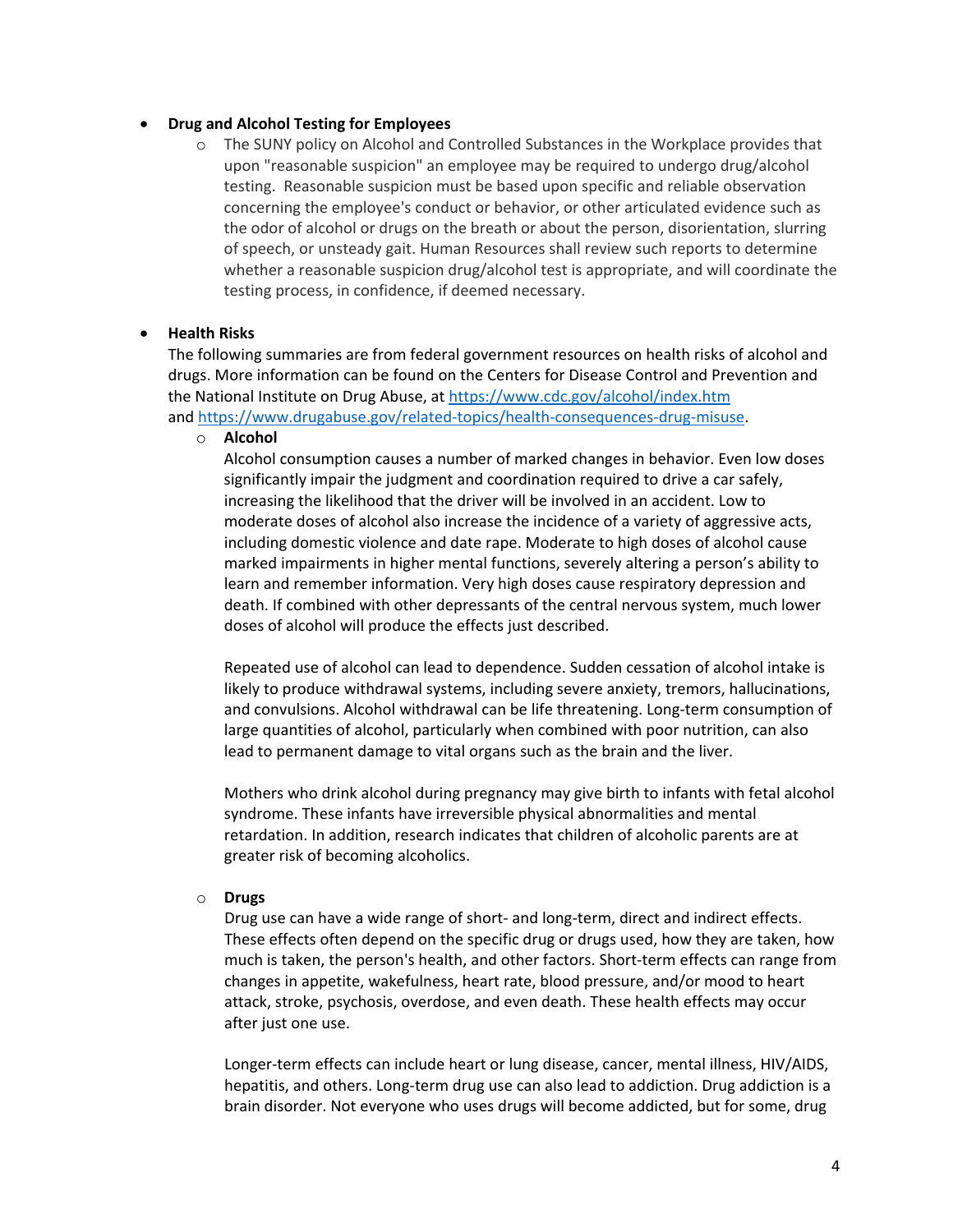- **Drug and Alcohol Testing for Employees**
  - The SUNY policy on Alcohol and Controlled Substances in the Workplace provides that upon "reasonable suspicion" an employee may be required to undergo drug/alcohol testing. Reasonable suspicion must be based upon specific and reliable observation concerning the employee's conduct or behavior, or other articulated evidence such as the odor of alcohol or drugs on the breath or about the person, disorientation, slurring of speech, or unsteady gait. Human Resources shall review such reports to determine whether a reasonable suspicion drug/alcohol test is appropriate, and will coordinate the testing process, in confidence, if deemed necessary.

- **Health Risks**

  The following summaries are from federal government resources on health risks of alcohol and drugs. More information can be found on the Centers for Disease Control and Prevention and the National Institute on Drug Abuse, at https://www.cdc.gov/alcohol/index.htm and https://www.drugabuse.gov/related-topics/health-consequences-drug-misuse.

  - **Alcohol**

    Alcohol consumption causes a number of marked changes in behavior. Even low doses significantly impair the judgment and coordination required to drive a car safely, increasing the likelihood that the driver will be involved in an accident. Low to moderate doses of alcohol also increase the incidence of a variety of aggressive acts, including domestic violence and date rape. Moderate to high doses of alcohol cause marked impairments in higher mental functions, severely altering a person's ability to learn and remember information. Very high doses cause respiratory depression and death. If combined with other depressants of the central nervous system, much lower doses of alcohol will produce the effects just described.

    Repeated use of alcohol can lead to dependence. Sudden cessation of alcohol intake is likely to produce withdrawal systems, including severe anxiety, tremors, hallucinations, and convulsions. Alcohol withdrawal can be life threatening. Long-term consumption of large quantities of alcohol, particularly when combined with poor nutrition, can also lead to permanent damage to vital organs such as the brain and the liver.

    Mothers who drink alcohol during pregnancy may give birth to infants with fetal alcohol syndrome. These infants have irreversible physical abnormalities and mental retardation. In addition, research indicates that children of alcoholic parents are at greater risk of becoming alcoholics.

  - **Drugs**

    Drug use can have a wide range of short- and long-term, direct and indirect effects. These effects often depend on the specific drug or drugs used, how they are taken, how much is taken, the person's health, and other factors. Short-term effects can range from changes in appetite, wakefulness, heart rate, blood pressure, and/or mood to heart attack, stroke, psychosis, overdose, and even death. These health effects may occur after just one use.

    Longer-term effects can include heart or lung disease, cancer, mental illness, HIV/AIDS, hepatitis, and others. Long-term drug use can also lead to addiction. Drug addiction is a brain disorder. Not everyone who uses drugs will become addicted, but for some, drug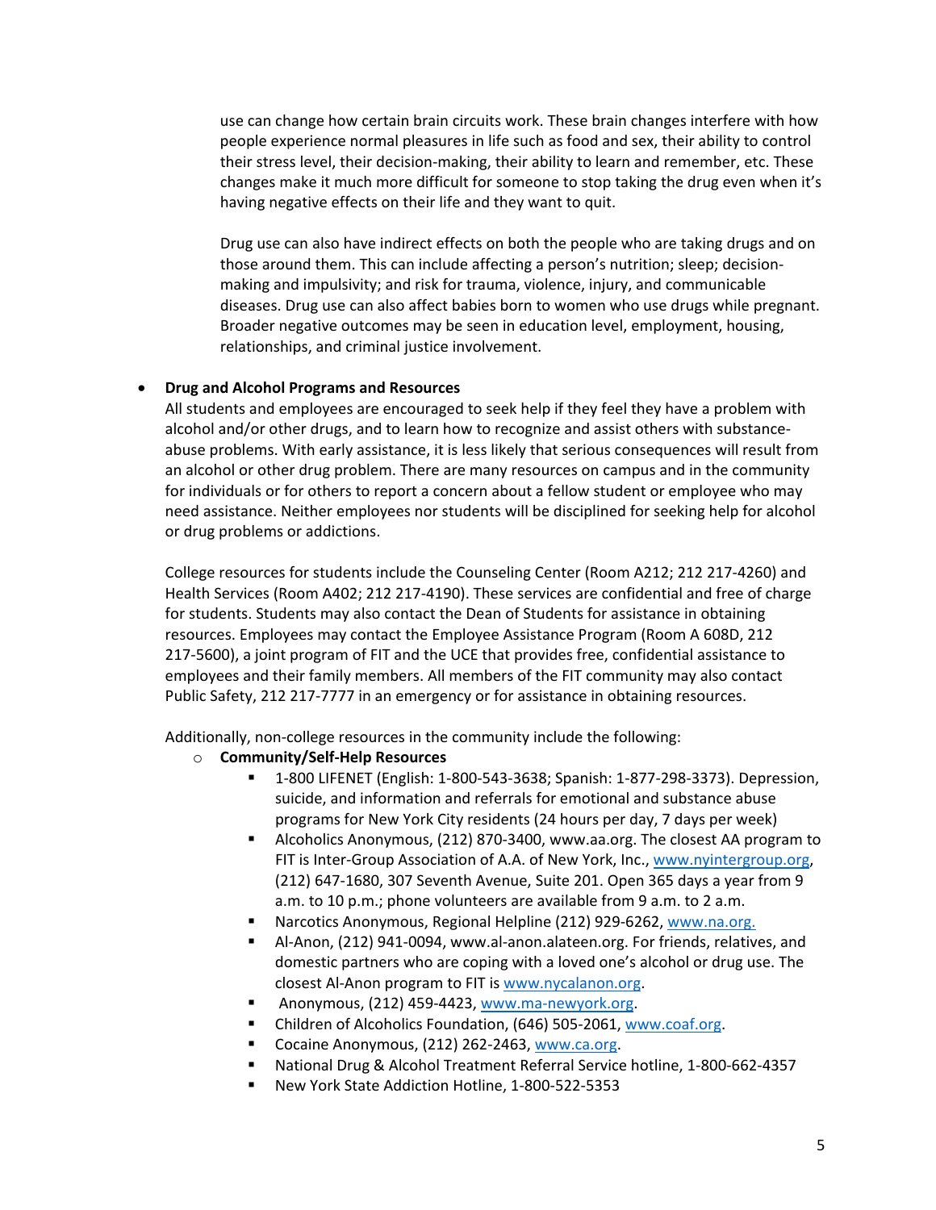use can change how certain brain circuits work. These brain changes interfere with how people experience normal pleasures in life such as food and sex, their ability to control their stress level, their decision-making, their ability to learn and remember, etc. These changes make it much more difficult for someone to stop taking the drug even when it's having negative effects on their life and they want to quit.

Drug use can also have indirect effects on both the people who are taking drugs and on those around them. This can include affecting a person's nutrition; sleep; decision-making and impulsivity; and risk for trauma, violence, injury, and communicable diseases. Drug use can also affect babies born to women who use drugs while pregnant. Broader negative outcomes may be seen in education level, employment, housing, relationships, and criminal justice involvement.

- **Drug and Alcohol Programs and Resources**

  All students and employees are encouraged to seek help if they feel they have a problem with alcohol and/or other drugs, and to learn how to recognize and assist others with substance-abuse problems. With early assistance, it is less likely that serious consequences will result from an alcohol or other drug problem. There are many resources on campus and in the community for individuals or for others to report a concern about a fellow student or employee who may need assistance. Neither employees nor students will be disciplined for seeking help for alcohol or drug problems or addictions.

  College resources for students include the Counseling Center (Room A212; 212 217-4260) and Health Services (Room A402; 212 217-4190). These services are confidential and free of charge for students. Students may also contact the Dean of Students for assistance in obtaining resources. Employees may contact the Employee Assistance Program (Room A 608D, 212 217-5600), a joint program of FIT and the UCE that provides free, confidential assistance to employees and their family members. All members of the FIT community may also contact Public Safety, 212 217-7777 in an emergency or for assistance in obtaining resources.

  Additionally, non-college resources in the community include the following:

  - **Community/Self-Help Resources**
    - 1-800 LIFENET (English: 1-800-543-3638; Spanish: 1-877-298-3373). Depression, suicide, and information and referrals for emotional and substance abuse programs for New York City residents (24 hours per day, 7 days per week)
    - Alcoholics Anonymous, (212) 870-3400, www.aa.org. The closest AA program to FIT is Inter-Group Association of A.A. of New York, Inc., www.nyintergroup.org, (212) 647-1680, 307 Seventh Avenue, Suite 201. Open 365 days a year from 9 a.m. to 10 p.m.; phone volunteers are available from 9 a.m. to 2 a.m.
    - Narcotics Anonymous, Regional Helpline (212) 929-6262, www.na.org.
    - Al-Anon, (212) 941-0094, www.al-anon.alateen.org. For friends, relatives, and domestic partners who are coping with a loved one's alcohol or drug use. The closest Al-Anon program to FIT is www.nycalanon.org.
    - Anonymous, (212) 459-4423, www.ma-newyork.org.
    - Children of Alcoholics Foundation, (646) 505-2061, www.coaf.org.
    - Cocaine Anonymous, (212) 262-2463, www.ca.org.
    - National Drug & Alcohol Treatment Referral Service hotline, 1-800-662-4357
    - New York State Addiction Hotline, 1-800-522-5353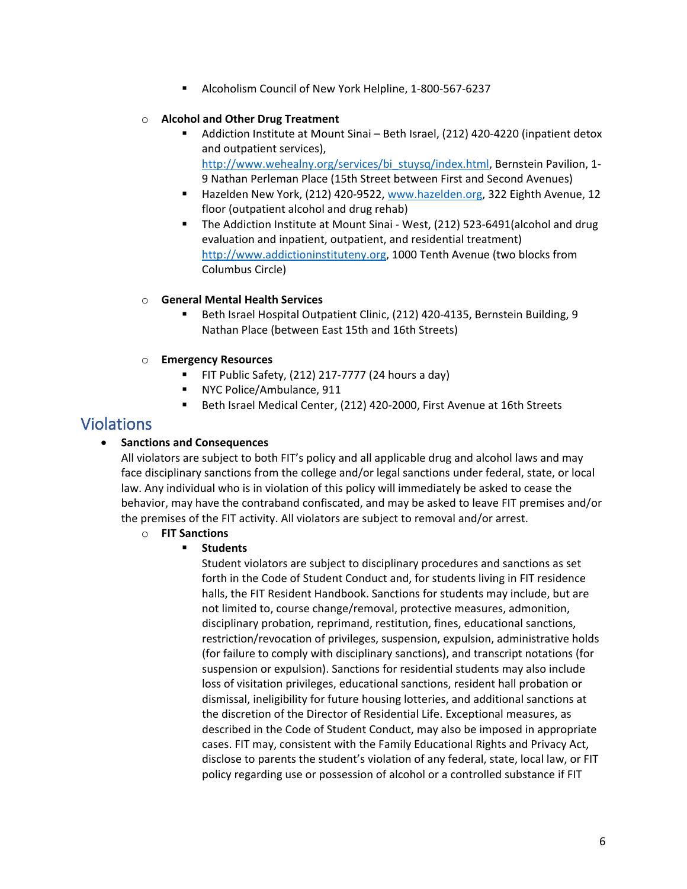- Alcoholism Council of New York Helpline, 1-800-567-6237

    - **Alcohol and Other Drug Treatment**
        - Addiction Institute at Mount Sinai – Beth Israel, (212) 420-4220 (inpatient detox and outpatient services), http://www.wehealny.org/services/bi_stuysq/index.html, Bernstein Pavilion, 1-9 Nathan Perleman Place (15th Street between First and Second Avenues)
        - Hazelden New York, (212) 420-9522, www.hazelden.org, 322 Eighth Avenue, 12 floor (outpatient alcohol and drug rehab)
        - The Addiction Institute at Mount Sinai - West, (212) 523-6491(alcohol and drug evaluation and inpatient, outpatient, and residential treatment) http://www.addictioninstituteny.org, 1000 Tenth Avenue (two blocks from Columbus Circle)

    - **General Mental Health Services**
        - Beth Israel Hospital Outpatient Clinic, (212) 420-4135, Bernstein Building, 9 Nathan Place (between East 15th and 16th Streets)

    - **Emergency Resources**
        - FIT Public Safety, (212) 217-7777 (24 hours a day)
        - NYC Police/Ambulance, 911
        - Beth Israel Medical Center, (212) 420-2000, First Avenue at 16th Streets

## Violations

- **Sanctions and Consequences**
  All violators are subject to both FIT's policy and all applicable drug and alcohol laws and may face disciplinary sanctions from the college and/or legal sanctions under federal, state, or local law. Any individual who is in violation of this policy will immediately be asked to cease the behavior, may have the contraband confiscated, and may be asked to leave FIT premises and/or the premises of the FIT activity. All violators are subject to removal and/or arrest.
    - **FIT Sanctions**
        - **Students**
          Student violators are subject to disciplinary procedures and sanctions as set forth in the Code of Student Conduct and, for students living in FIT residence halls, the FIT Resident Handbook. Sanctions for students may include, but are not limited to, course change/removal, protective measures, admonition, disciplinary probation, reprimand, restitution, fines, educational sanctions, restriction/revocation of privileges, suspension, expulsion, administrative holds (for failure to comply with disciplinary sanctions), and transcript notations (for suspension or expulsion). Sanctions for residential students may also include loss of visitation privileges, educational sanctions, resident hall probation or dismissal, ineligibility for future housing lotteries, and additional sanctions at the discretion of the Director of Residential Life. Exceptional measures, as described in the Code of Student Conduct, may also be imposed in appropriate cases. FIT may, consistent with the Family Educational Rights and Privacy Act, disclose to parents the student's violation of any federal, state, local law, or FIT policy regarding use or possession of alcohol or a controlled substance if FIT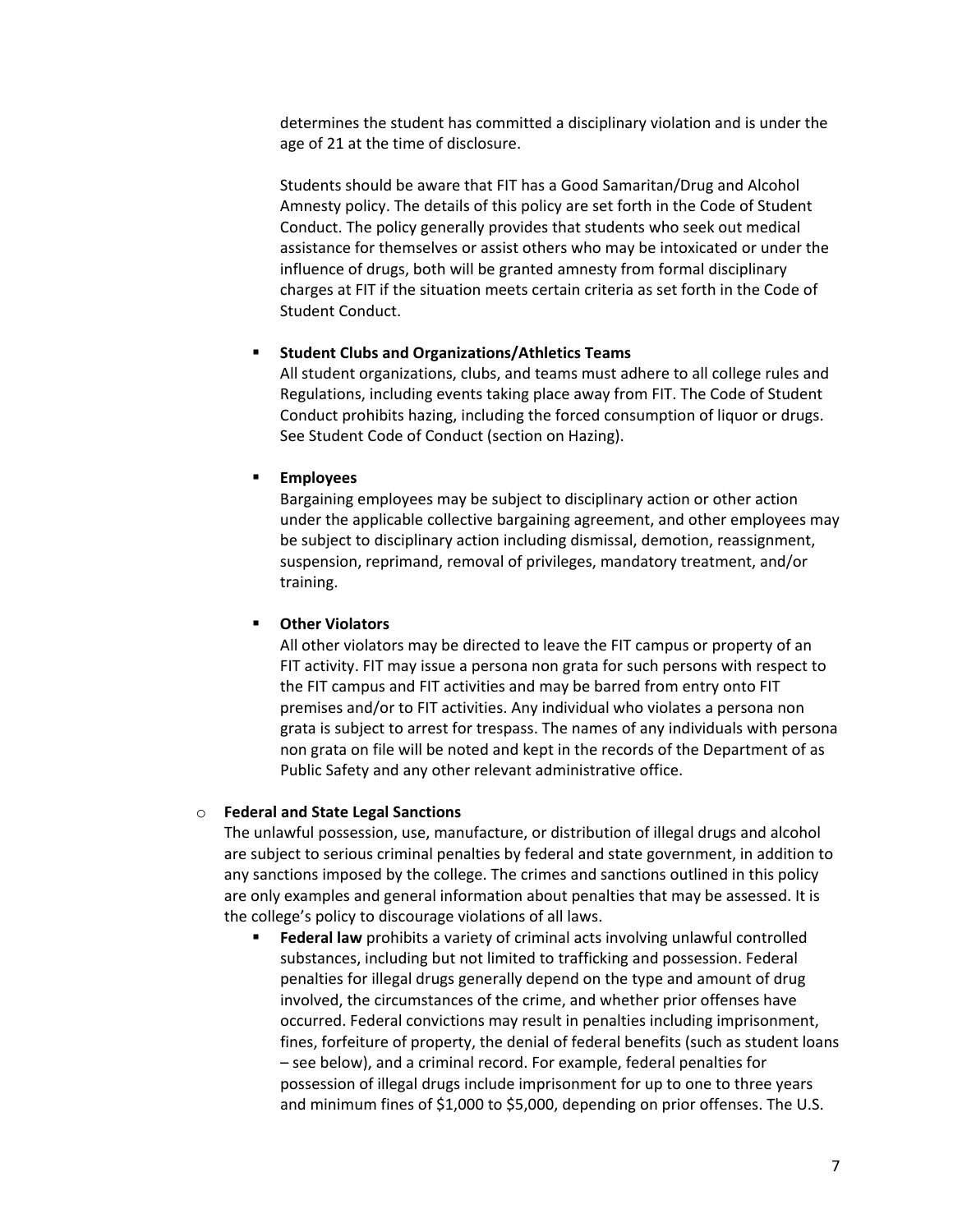determines the student has committed a disciplinary violation and is under the age of 21 at the time of disclosure.

Students should be aware that FIT has a Good Samaritan/Drug and Alcohol Amnesty policy. The details of this policy are set forth in the Code of Student Conduct. The policy generally provides that students who seek out medical assistance for themselves or assist others who may be intoxicated or under the influence of drugs, both will be granted amnesty from formal disciplinary charges at FIT if the situation meets certain criteria as set forth in the Code of Student Conduct.

- **Student Clubs and Organizations/Athletics Teams**
  All student organizations, clubs, and teams must adhere to all college rules and Regulations, including events taking place away from FIT. The Code of Student Conduct prohibits hazing, including the forced consumption of liquor or drugs. See Student Code of Conduct (section on Hazing).

- **Employees**
  Bargaining employees may be subject to disciplinary action or other action under the applicable collective bargaining agreement, and other employees may be subject to disciplinary action including dismissal, demotion, reassignment, suspension, reprimand, removal of privileges, mandatory treatment, and/or training.

- **Other Violators**
  All other violators may be directed to leave the FIT campus or property of an FIT activity. FIT may issue a persona non grata for such persons with respect to the FIT campus and FIT activities and may be barred from entry onto FIT premises and/or to FIT activities. Any individual who violates a persona non grata is subject to arrest for trespass. The names of any individuals with persona non grata on file will be noted and kept in the records of the Department of as Public Safety and any other relevant administrative office.

- **Federal and State Legal Sanctions**
  The unlawful possession, use, manufacture, or distribution of illegal drugs and alcohol are subject to serious criminal penalties by federal and state government, in addition to any sanctions imposed by the college. The crimes and sanctions outlined in this policy are only examples and general information about penalties that may be assessed. It is the college's policy to discourage violations of all laws.
  - **Federal law** prohibits a variety of criminal acts involving unlawful controlled substances, including but not limited to trafficking and possession. Federal penalties for illegal drugs generally depend on the type and amount of drug involved, the circumstances of the crime, and whether prior offenses have occurred. Federal convictions may result in penalties including imprisonment, fines, forfeiture of property, the denial of federal benefits (such as student loans – see below), and a criminal record. For example, federal penalties for possession of illegal drugs include imprisonment for up to one to three years and minimum fines of $1,000 to $5,000, depending on prior offenses. The U.S.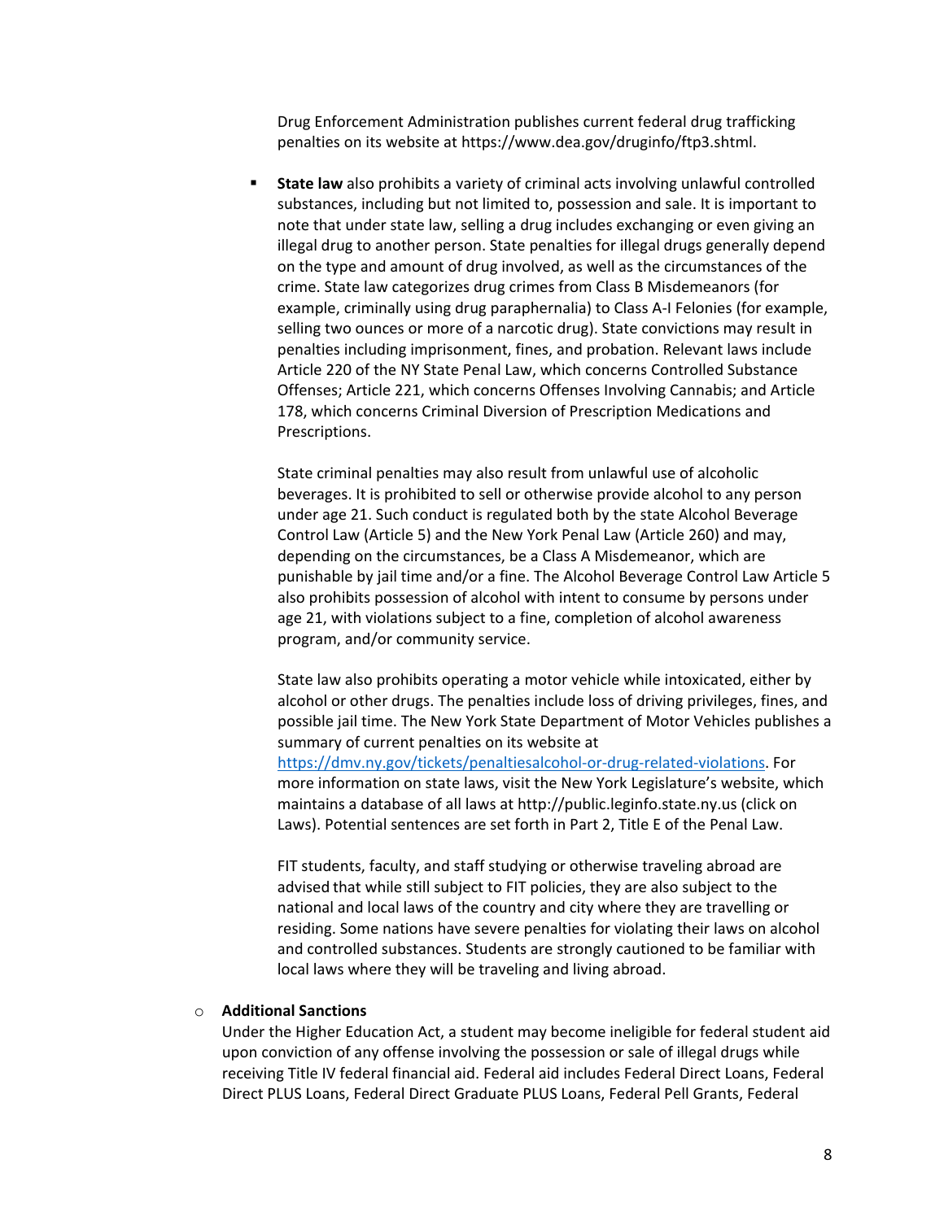Drug Enforcement Administration publishes current federal drug trafficking penalties on its website at https://www.dea.gov/druginfo/ftp3.shtml.

- **State law** also prohibits a variety of criminal acts involving unlawful controlled substances, including but not limited to, possession and sale. It is important to note that under state law, selling a drug includes exchanging or even giving an illegal drug to another person. State penalties for illegal drugs generally depend on the type and amount of drug involved, as well as the circumstances of the crime. State law categorizes drug crimes from Class B Misdemeanors (for example, criminally using drug paraphernalia) to Class A-I Felonies (for example, selling two ounces or more of a narcotic drug). State convictions may result in penalties including imprisonment, fines, and probation. Relevant laws include Article 220 of the NY State Penal Law, which concerns Controlled Substance Offenses; Article 221, which concerns Offenses Involving Cannabis; and Article 178, which concerns Criminal Diversion of Prescription Medications and Prescriptions.

  State criminal penalties may also result from unlawful use of alcoholic beverages. It is prohibited to sell or otherwise provide alcohol to any person under age 21. Such conduct is regulated both by the state Alcohol Beverage Control Law (Article 5) and the New York Penal Law (Article 260) and may, depending on the circumstances, be a Class A Misdemeanor, which are punishable by jail time and/or a fine. The Alcohol Beverage Control Law Article 5 also prohibits possession of alcohol with intent to consume by persons under age 21, with violations subject to a fine, completion of alcohol awareness program, and/or community service.

  State law also prohibits operating a motor vehicle while intoxicated, either by alcohol or other drugs. The penalties include loss of driving privileges, fines, and possible jail time. The New York State Department of Motor Vehicles publishes a summary of current penalties on its website at [https://dmv.ny.gov/tickets/penaltiesalcohol-or-drug-related-violations](https://dmv.ny.gov/tickets/penaltiesalcohol-or-drug-related-violations). For more information on state laws, visit the New York Legislature's website, which maintains a database of all laws at http://public.leginfo.state.ny.us (click on Laws). Potential sentences are set forth in Part 2, Title E of the Penal Law.

  FIT students, faculty, and staff studying or otherwise traveling abroad are advised that while still subject to FIT policies, they are also subject to the national and local laws of the country and city where they are travelling or residing. Some nations have severe penalties for violating their laws on alcohol and controlled substances. Students are strongly cautioned to be familiar with local laws where they will be traveling and living abroad.

- **Additional Sanctions**

  Under the Higher Education Act, a student may become ineligible for federal student aid upon conviction of any offense involving the possession or sale of illegal drugs while receiving Title IV federal financial aid. Federal aid includes Federal Direct Loans, Federal Direct PLUS Loans, Federal Direct Graduate PLUS Loans, Federal Pell Grants, Federal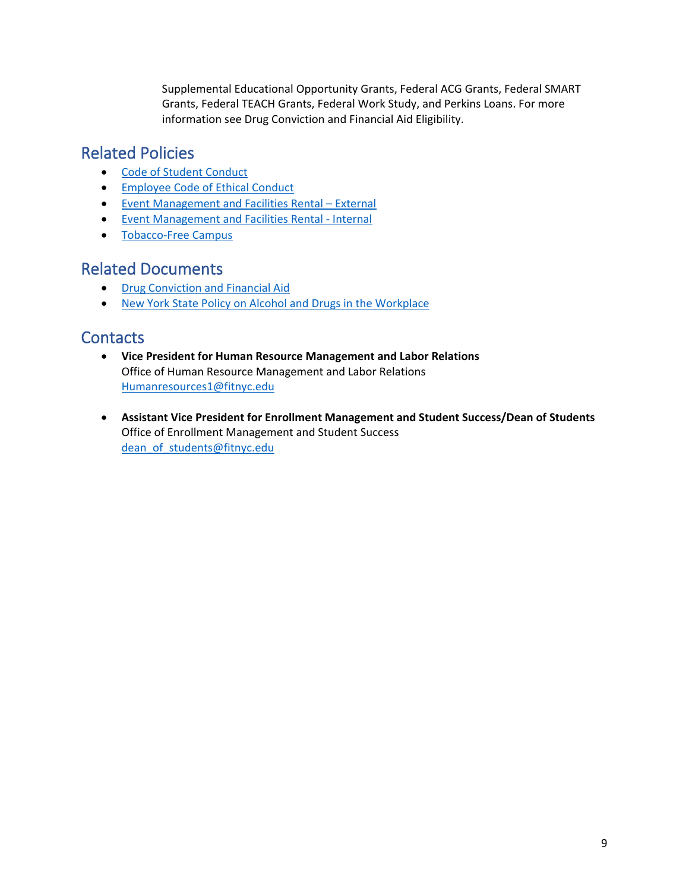Supplemental Educational Opportunity Grants, Federal ACG Grants, Federal SMART Grants, Federal TEACH Grants, Federal Work Study, and Perkins Loans. For more information see Drug Conviction and Financial Aid Eligibility.

## Related Policies

- Code of Student Conduct
- Employee Code of Ethical Conduct
- Event Management and Facilities Rental – External
- Event Management and Facilities Rental - Internal
- Tobacco-Free Campus

## Related Documents

- Drug Conviction and Financial Aid
- New York State Policy on Alcohol and Drugs in the Workplace

## Contacts

- **Vice President for Human Resource Management and Labor Relations**
  Office of Human Resource Management and Labor Relations
  Humanresources1@fitnyc.edu

- **Assistant Vice President for Enrollment Management and Student Success/Dean of Students**
  Office of Enrollment Management and Student Success
  dean_of_students@fitnyc.edu